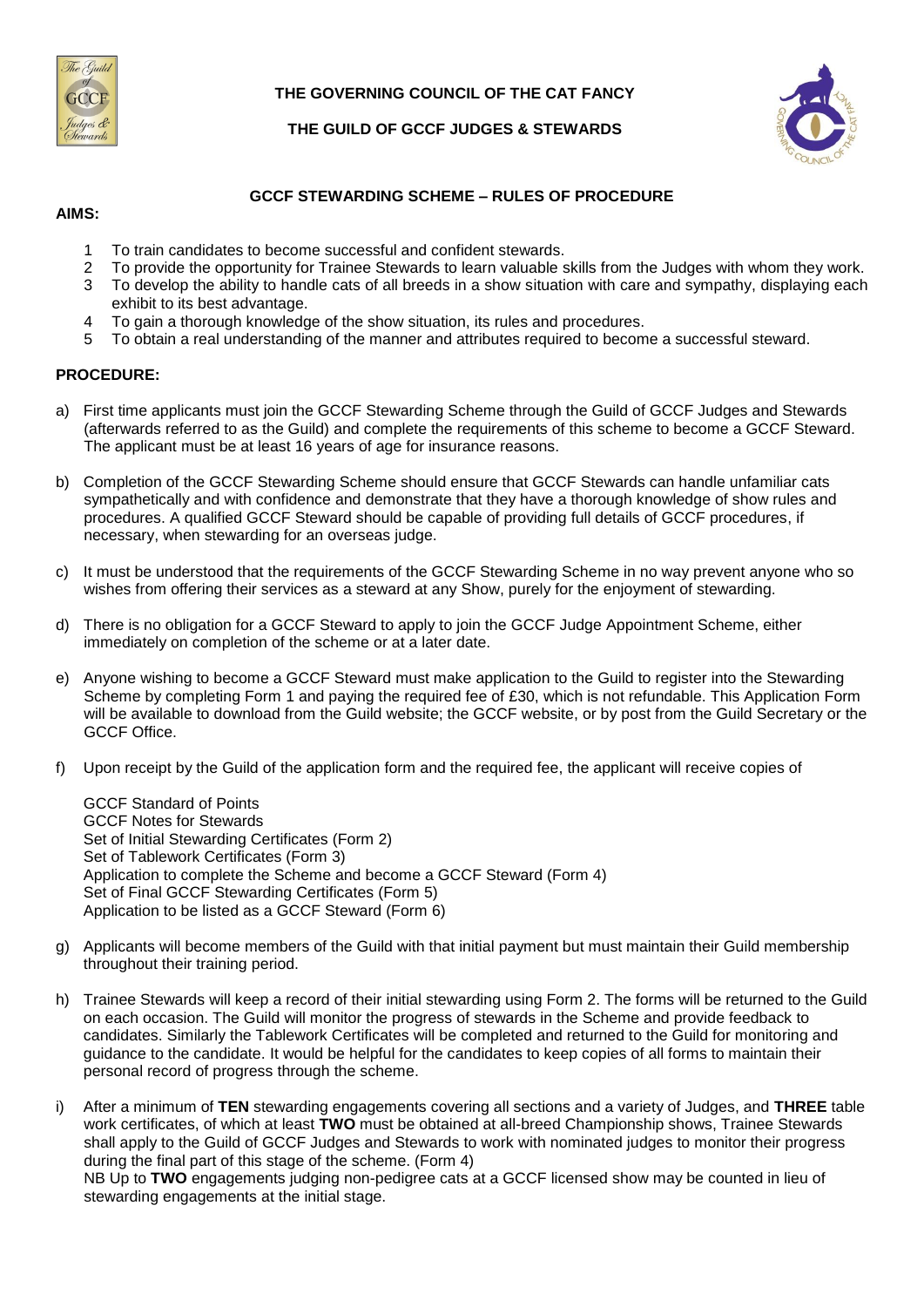**THE GOVERNING COUNCIL OF THE CAT FANCY**

**THE GUILD OF GCCF JUDGES & STEWARDS**

## GCCF STEWARDING SCHEME – RULES OF PROCEDURE

**AIMS:**

1. To train candidates to become successful and confident stewards.
2. To provide the opportunity for Trainee Stewards to learn valuable skills from the Judges with whom they work.
3. To develop the ability to handle cats of all breeds in a show situation with care and sympathy, displaying each exhibit to its best advantage.
4. To gain a thorough knowledge of the show situation, its rules and procedures.
5. To obtain a real understanding of the manner and attributes required to become a successful steward.

**PROCEDURE:**

a) First time applicants must join the GCCF Stewarding Scheme through the Guild of GCCF Judges and Stewards (afterwards referred to as the Guild) and complete the requirements of this scheme to become a GCCF Steward. The applicant must be at least 16 years of age for insurance reasons.

b) Completion of the GCCF Stewarding Scheme should ensure that GCCF Stewards can handle unfamiliar cats sympathetically and with confidence and demonstrate that they have a thorough knowledge of show rules and procedures. A qualified GCCF Steward should be capable of providing full details of GCCF procedures, if necessary, when stewarding for an overseas judge.

c) It must be understood that the requirements of the GCCF Stewarding Scheme in no way prevent anyone who so wishes from offering their services as a steward at any Show, purely for the enjoyment of stewarding.

d) There is no obligation for a GCCF Steward to apply to join the GCCF Judge Appointment Scheme, either immediately on completion of the scheme or at a later date.

e) Anyone wishing to become a GCCF Steward must make application to the Guild to register into the Stewarding Scheme by completing Form 1 and paying the required fee of £30, which is not refundable. This Application Form will be available to download from the Guild website; the GCCF website, or by post from the Guild Secretary or the GCCF Office.

f) Upon receipt by the Guild of the application form and the required fee, the applicant will receive copies of

   GCCF Standard of Points
   GCCF Notes for Stewards
   Set of Initial Stewarding Certificates (Form 2)
   Set of Tablework Certificates (Form 3)
   Application to complete the Scheme and become a GCCF Steward (Form 4)
   Set of Final GCCF Stewarding Certificates (Form 5)
   Application to be listed as a GCCF Steward (Form 6)

g) Applicants will become members of the Guild with that initial payment but must maintain their Guild membership throughout their training period.

h) Trainee Stewards will keep a record of their initial stewarding using Form 2. The forms will be returned to the Guild on each occasion. The Guild will monitor the progress of stewards in the Scheme and provide feedback to candidates. Similarly the Tablework Certificates will be completed and returned to the Guild for monitoring and guidance to the candidate. It would be helpful for the candidates to keep copies of all forms to maintain their personal record of progress through the scheme.

i) After a minimum of **TEN** stewarding engagements covering all sections and a variety of Judges, and **THREE** table work certificates, of which at least **TWO** must be obtained at all-breed Championship shows, Trainee Stewards shall apply to the Guild of GCCF Judges and Stewards to work with nominated judges to monitor their progress during the final part of this stage of the scheme. (Form 4)
   NB Up to **TWO** engagements judging non-pedigree cats at a GCCF licensed show may be counted in lieu of stewarding engagements at the initial stage.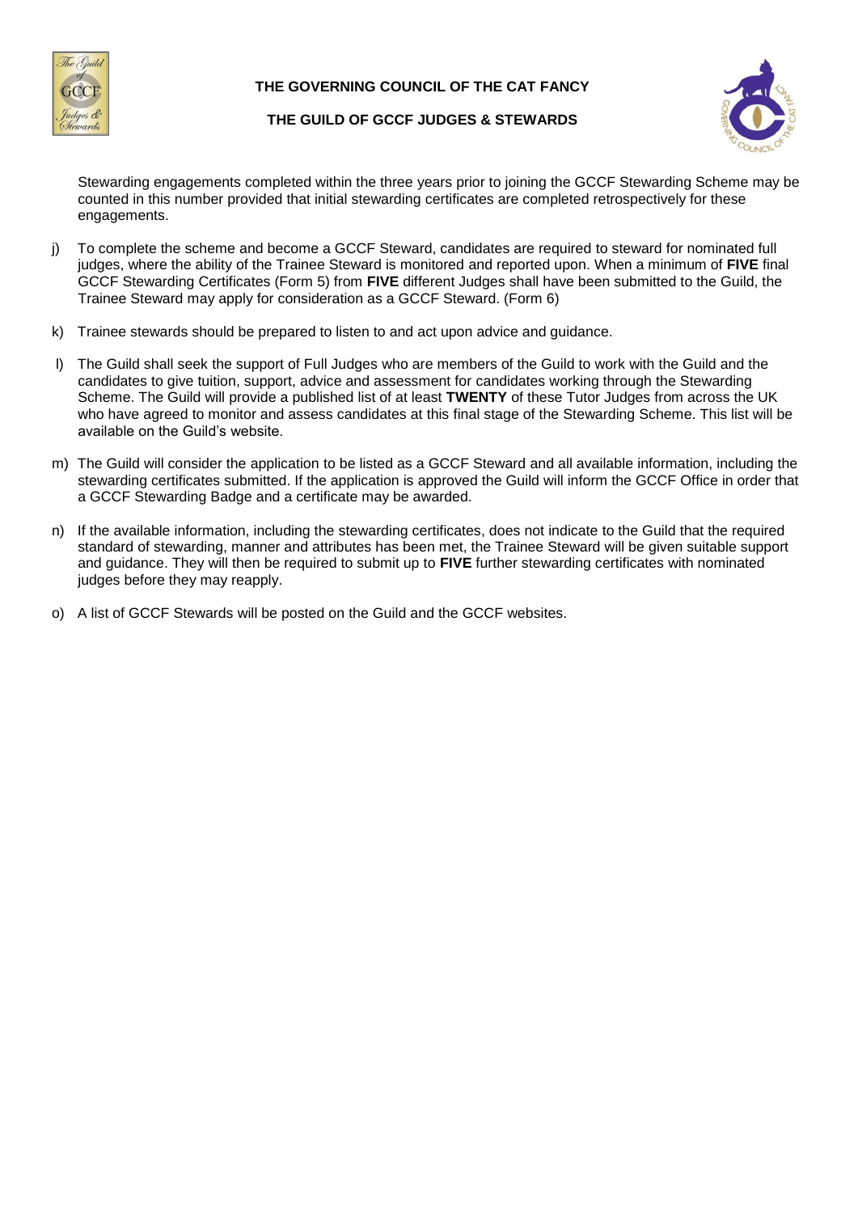Stewarding engagements completed within the three years prior to joining the GCCF Stewarding Scheme may be counted in this number provided that initial stewarding certificates are completed retrospectively for these engagements.

j) To complete the scheme and become a GCCF Steward, candidates are required to steward for nominated full judges, where the ability of the Trainee Steward is monitored and reported upon. When a minimum of **FIVE** final GCCF Stewarding Certificates (Form 5) from **FIVE** different Judges shall have been submitted to the Guild, the Trainee Steward may apply for consideration as a GCCF Steward. (Form 6)

k) Trainee stewards should be prepared to listen to and act upon advice and guidance.

l) The Guild shall seek the support of Full Judges who are members of the Guild to work with the Guild and the candidates to give tuition, support, advice and assessment for candidates working through the Stewarding Scheme. The Guild will provide a published list of at least **TWENTY** of these Tutor Judges from across the UK who have agreed to monitor and assess candidates at this final stage of the Stewarding Scheme. This list will be available on the Guild's website.

m) The Guild will consider the application to be listed as a GCCF Steward and all available information, including the stewarding certificates submitted. If the application is approved the Guild will inform the GCCF Office in order that a GCCF Stewarding Badge and a certificate may be awarded.

n) If the available information, including the stewarding certificates, does not indicate to the Guild that the required standard of stewarding, manner and attributes has been met, the Trainee Steward will be given suitable support and guidance. They will then be required to submit up to **FIVE** further stewarding certificates with nominated judges before they may reapply.

o) A list of GCCF Stewards will be posted on the Guild and the GCCF websites.